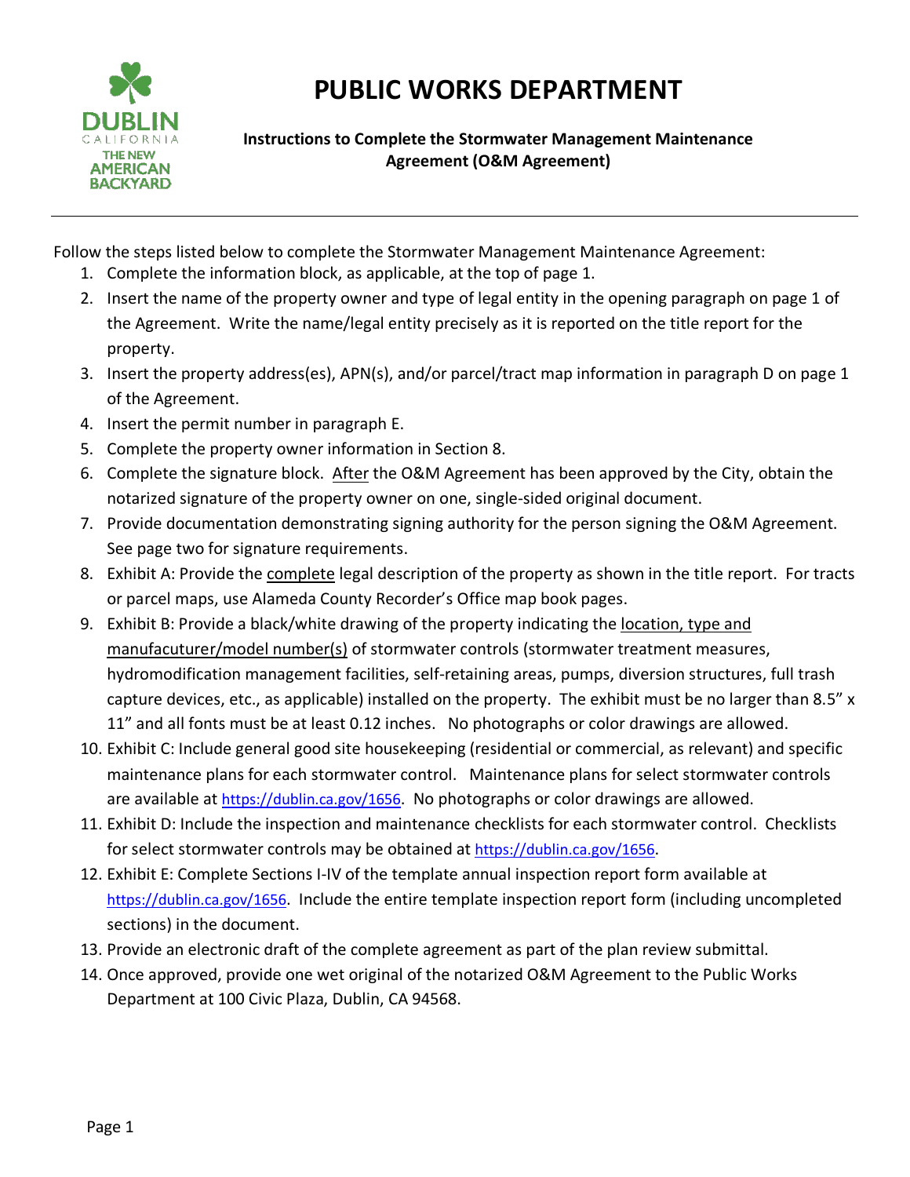# PUBLIC WORKS DEPARTMENT

**Instructions to Complete the Stormwater Management Maintenance Agreement (O&M Agreement)**

---

Follow the steps listed below to complete the Stormwater Management Maintenance Agreement:

1. Complete the information block, as applicable, at the top of page 1.
2. Insert the name of the property owner and type of legal entity in the opening paragraph on page 1 of the Agreement. Write the name/legal entity precisely as it is reported on the title report for the property.
3. Insert the property address(es), APN(s), and/or parcel/tract map information in paragraph D on page 1 of the Agreement.
4. Insert the permit number in paragraph E.
5. Complete the property owner information in Section 8.
6. Complete the signature block. <u>After</u> the O&M Agreement has been approved by the City, obtain the notarized signature of the property owner on one, single-sided original document.
7. Provide documentation demonstrating signing authority for the person signing the O&M Agreement. See page two for signature requirements.
8. Exhibit A: Provide the <u>complete</u> legal description of the property as shown in the title report. For tracts or parcel maps, use Alameda County Recorder's Office map book pages.
9. Exhibit B: Provide a black/white drawing of the property indicating the <u>location, type and manufacuturer/model number(s)</u> of stormwater controls (stormwater treatment measures, hydromodification management facilities, self-retaining areas, pumps, diversion structures, full trash capture devices, etc., as applicable) installed on the property. The exhibit must be no larger than 8.5" x 11" and all fonts must be at least 0.12 inches. No photographs or color drawings are allowed.
10. Exhibit C: Include general good site housekeeping (residential or commercial, as relevant) and specific maintenance plans for each stormwater control. Maintenance plans for select stormwater controls are available at https://dublin.ca.gov/1656. No photographs or color drawings are allowed.
11. Exhibit D: Include the inspection and maintenance checklists for each stormwater control. Checklists for select stormwater controls may be obtained at https://dublin.ca.gov/1656.
12. Exhibit E: Complete Sections I-IV of the template annual inspection report form available at https://dublin.ca.gov/1656. Include the entire template inspection report form (including uncompleted sections) in the document.
13. Provide an electronic draft of the complete agreement as part of the plan review submittal.
14. Once approved, provide one wet original of the notarized O&M Agreement to the Public Works Department at 100 Civic Plaza, Dublin, CA 94568.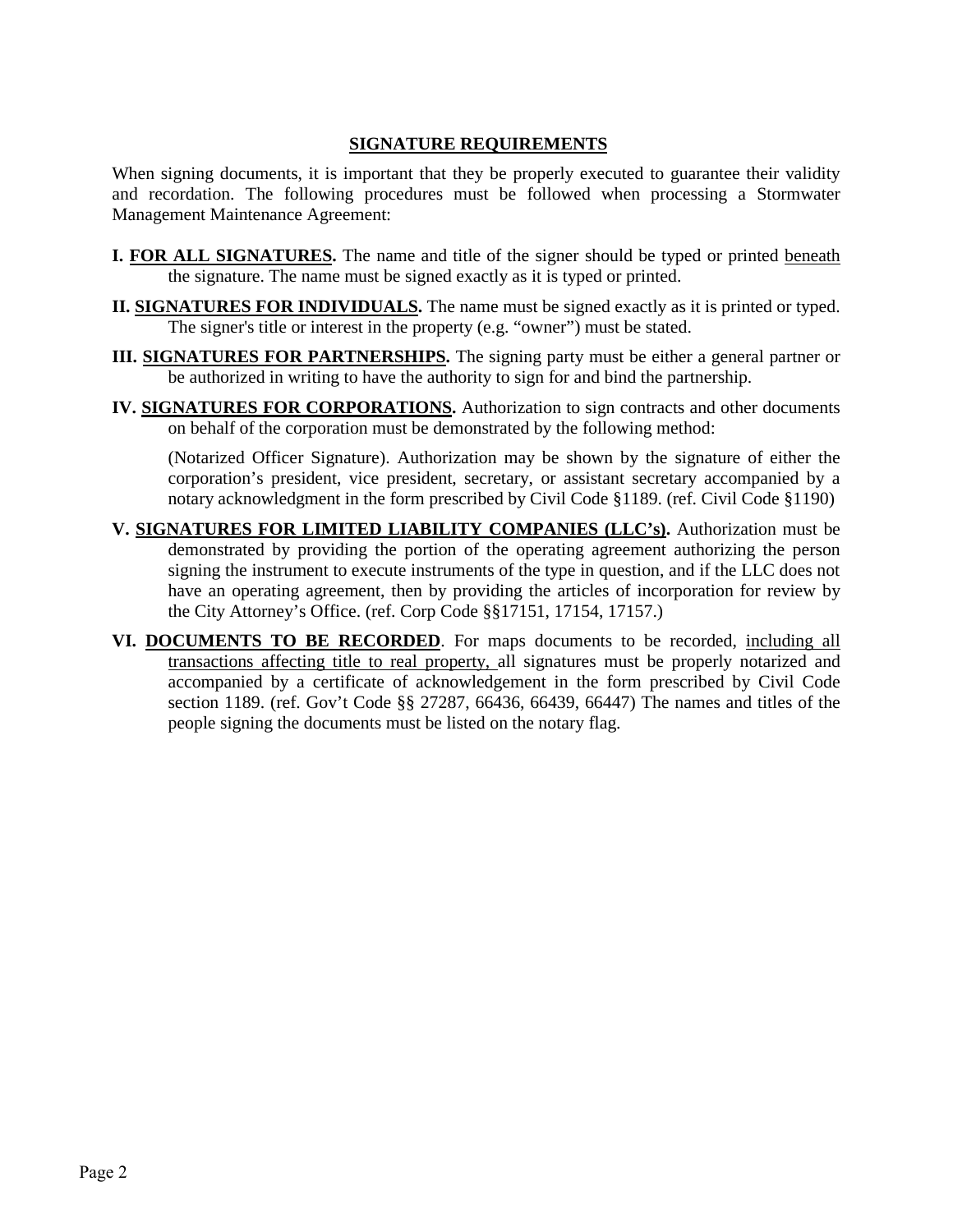## SIGNATURE REQUIREMENTS

When signing documents, it is important that they be properly executed to guarantee their validity and recordation. The following procedures must be followed when processing a Stormwater Management Maintenance Agreement:

**I. FOR ALL SIGNATURES.** The name and title of the signer should be typed or printed beneath the signature. The name must be signed exactly as it is typed or printed.

**II. SIGNATURES FOR INDIVIDUALS.** The name must be signed exactly as it is printed or typed. The signer's title or interest in the property (e.g. "owner") must be stated.

**III. SIGNATURES FOR PARTNERSHIPS.** The signing party must be either a general partner or be authorized in writing to have the authority to sign for and bind the partnership.

**IV. SIGNATURES FOR CORPORATIONS.** Authorization to sign contracts and other documents on behalf of the corporation must be demonstrated by the following method:

(Notarized Officer Signature). Authorization may be shown by the signature of either the corporation's president, vice president, secretary, or assistant secretary accompanied by a notary acknowledgment in the form prescribed by Civil Code §1189. (ref. Civil Code §1190)

**V. SIGNATURES FOR LIMITED LIABILITY COMPANIES (LLC's).** Authorization must be demonstrated by providing the portion of the operating agreement authorizing the person signing the instrument to execute instruments of the type in question, and if the LLC does not have an operating agreement, then by providing the articles of incorporation for review by the City Attorney's Office. (ref. Corp Code §§17151, 17154, 17157.)

**VI. DOCUMENTS TO BE RECORDED**. For maps documents to be recorded, including all transactions affecting title to real property, all signatures must be properly notarized and accompanied by a certificate of acknowledgement in the form prescribed by Civil Code section 1189. (ref. Gov't Code §§ 27287, 66436, 66439, 66447) The names and titles of the people signing the documents must be listed on the notary flag.